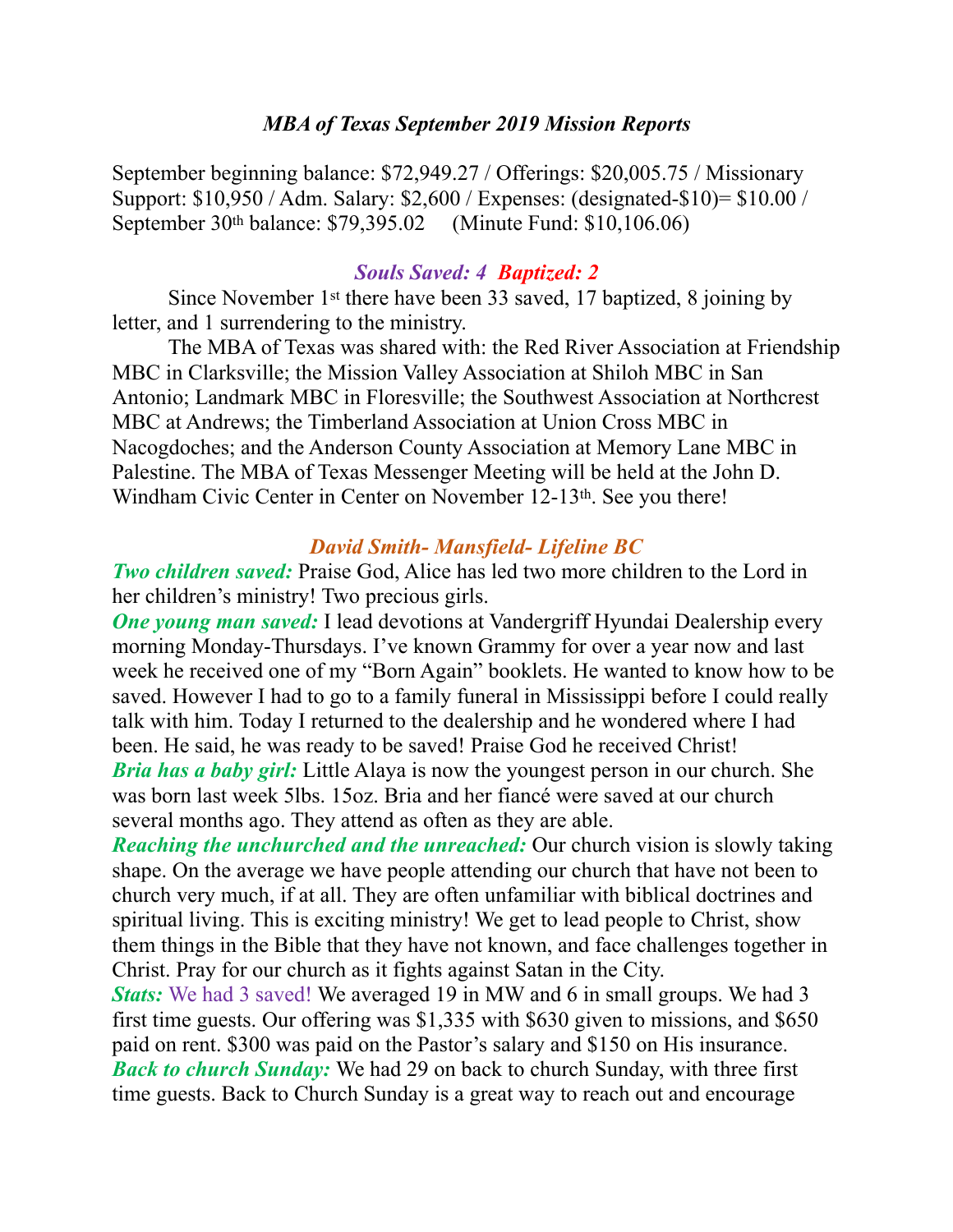## *MBA of Texas September 2019 Mission Reports*

September beginning balance: $72,949.27 / Offerings: $20,005.75 / Missionary Support: $10,950 / Adm. Salary: $2,600 / Expenses: (designated-$10)= $10.00 / September 30th balance: $79,395.02 (Minute Fund: $10,106.06)

### *Souls Saved: 4 Baptized: 2*

Since November 1st there have been 33 saved, 17 baptized, 8 joining by letter, and 1 surrendering to the ministry.

The MBA of Texas was shared with: the Red River Association at Friendship MBC in Clarksville; the Mission Valley Association at Shiloh MBC in San Antonio; Landmark MBC in Floresville; the Southwest Association at Northcrest MBC at Andrews; the Timberland Association at Union Cross MBC in Nacogdoches; and the Anderson County Association at Memory Lane MBC in Palestine. The MBA of Texas Messenger Meeting will be held at the John D. Windham Civic Center in Center on November 12-13th. See you there!

### *David Smith- Mansfield- Lifeline BC*

***Two children saved:*** Praise God, Alice has led two more children to the Lord in her children's ministry! Two precious girls.

***One young man saved:*** I lead devotions at Vandergriff Hyundai Dealership every morning Monday-Thursdays. I've known Grammy for over a year now and last week he received one of my "Born Again" booklets. He wanted to know how to be saved. However I had to go to a family funeral in Mississippi before I could really talk with him. Today I returned to the dealership and he wondered where I had been. He said, he was ready to be saved! Praise God he received Christ!

***Bria has a baby girl:*** Little Alaya is now the youngest person in our church. She was born last week 5lbs. 15oz. Bria and her fiancé were saved at our church several months ago. They attend as often as they are able.

***Reaching the unchurched and the unreached:*** Our church vision is slowly taking shape. On the average we have people attending our church that have not been to church very much, if at all. They are often unfamiliar with biblical doctrines and spiritual living. This is exciting ministry! We get to lead people to Christ, show them things in the Bible that they have not known, and face challenges together in Christ. Pray for our church as it fights against Satan in the City.

***Stats:*** We had 3 saved! We averaged 19 in MW and 6 in small groups. We had 3 first time guests. Our offering was $1,335 with $630 given to missions, and $650 paid on rent. $300 was paid on the Pastor's salary and $150 on His insurance.

***Back to church Sunday:*** We had 29 on back to church Sunday, with three first time guests. Back to Church Sunday is a great way to reach out and encourage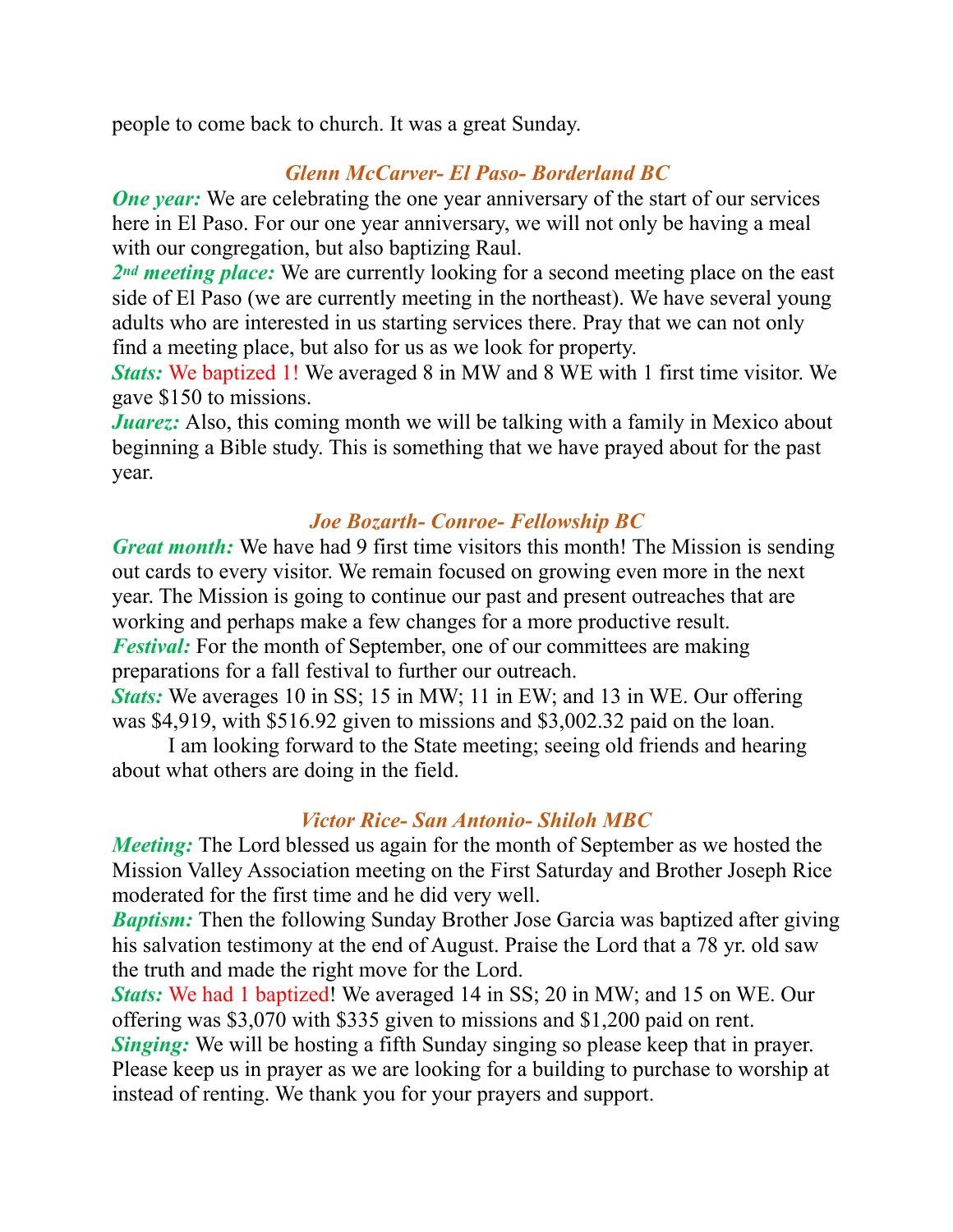people to come back to church. It was a great Sunday.

### *Glenn McCarver- El Paso- Borderland BC*

***One year:*** We are celebrating the one year anniversary of the start of our services here in El Paso. For our one year anniversary, we will not only be having a meal with our congregation, but also baptizing Raul.

***2nd meeting place:*** We are currently looking for a second meeting place on the east side of El Paso (we are currently meeting in the northeast). We have several young adults who are interested in us starting services there. Pray that we can not only find a meeting place, but also for us as we look for property.

***Stats:*** We baptized 1! We averaged 8 in MW and 8 WE with 1 first time visitor. We gave $150 to missions.

***Juarez:*** Also, this coming month we will be talking with a family in Mexico about beginning a Bible study. This is something that we have prayed about for the past year.

### *Joe Bozarth- Conroe- Fellowship BC*

***Great month:*** We have had 9 first time visitors this month! The Mission is sending out cards to every visitor. We remain focused on growing even more in the next year. The Mission is going to continue our past and present outreaches that are working and perhaps make a few changes for a more productive result.

***Festival:*** For the month of September, one of our committees are making preparations for a fall festival to further our outreach.

***Stats:*** We averages 10 in SS; 15 in MW; 11 in EW; and 13 in WE. Our offering was $4,919, with $516.92 given to missions and $3,002.32 paid on the loan.

I am looking forward to the State meeting; seeing old friends and hearing about what others are doing in the field.

### *Victor Rice- San Antonio- Shiloh MBC*

***Meeting:*** The Lord blessed us again for the month of September as we hosted the Mission Valley Association meeting on the First Saturday and Brother Joseph Rice moderated for the first time and he did very well.

***Baptism:*** Then the following Sunday Brother Jose Garcia was baptized after giving his salvation testimony at the end of August. Praise the Lord that a 78 yr. old saw the truth and made the right move for the Lord.

***Stats:*** We had 1 baptized! We averaged 14 in SS; 20 in MW; and 15 on WE. Our offering was $3,070 with $335 given to missions and $1,200 paid on rent.

***Singing:*** We will be hosting a fifth Sunday singing so please keep that in prayer. Please keep us in prayer as we are looking for a building to purchase to worship at instead of renting. We thank you for your prayers and support.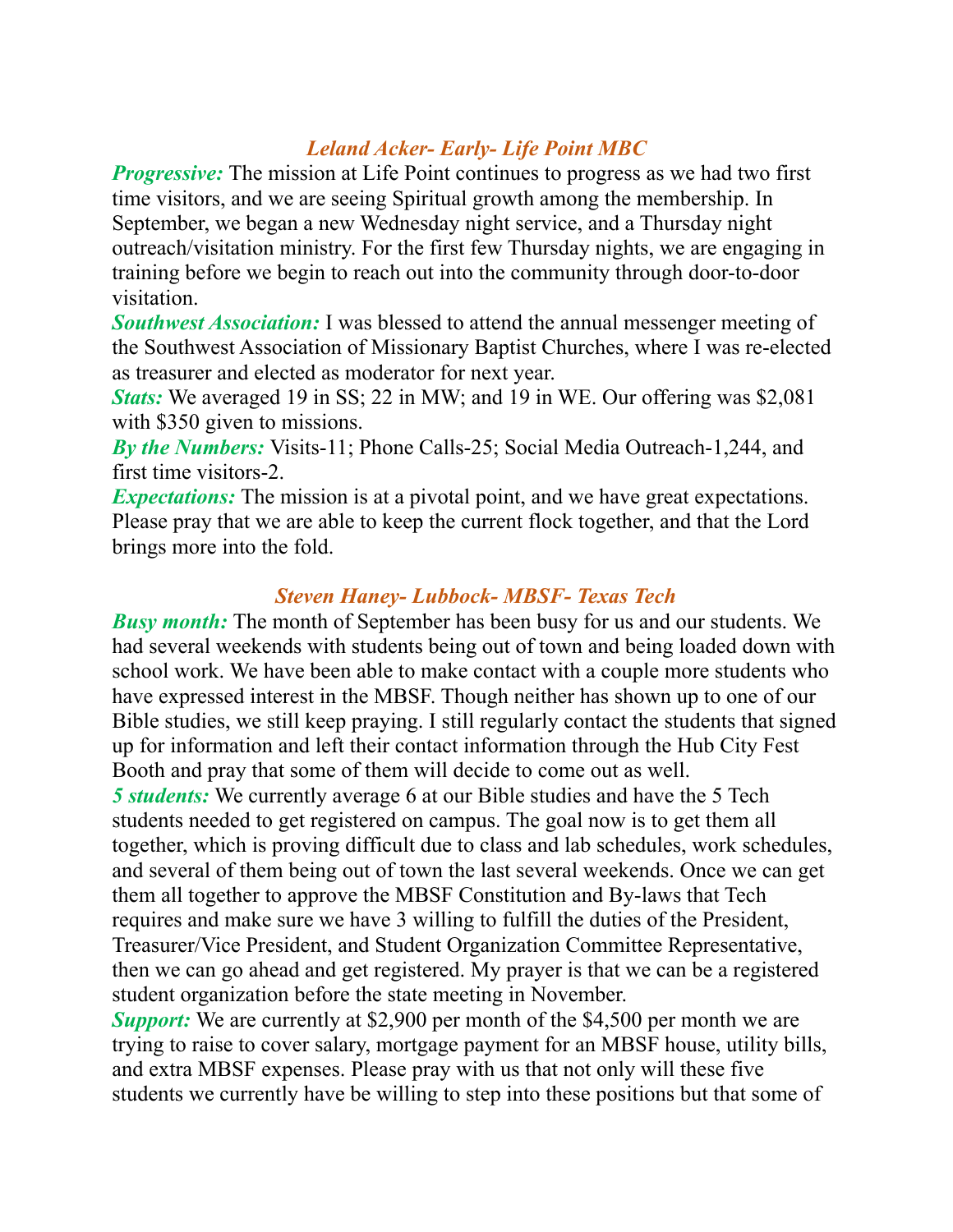### *Leland Acker- Early- Life Point MBC*

***Progressive:*** The mission at Life Point continues to progress as we had two first time visitors, and we are seeing Spiritual growth among the membership. In September, we began a new Wednesday night service, and a Thursday night outreach/visitation ministry. For the first few Thursday nights, we are engaging in training before we begin to reach out into the community through door-to-door visitation.

***Southwest Association:*** I was blessed to attend the annual messenger meeting of the Southwest Association of Missionary Baptist Churches, where I was re-elected as treasurer and elected as moderator for next year.

***Stats:*** We averaged 19 in SS; 22 in MW; and 19 in WE. Our offering was $2,081 with $350 given to missions.

***By the Numbers:*** Visits-11; Phone Calls-25; Social Media Outreach-1,244, and first time visitors-2.

***Expectations:*** The mission is at a pivotal point, and we have great expectations. Please pray that we are able to keep the current flock together, and that the Lord brings more into the fold.

### *Steven Haney- Lubbock- MBSF- Texas Tech*

***Busy month:*** The month of September has been busy for us and our students. We had several weekends with students being out of town and being loaded down with school work. We have been able to make contact with a couple more students who have expressed interest in the MBSF. Though neither has shown up to one of our Bible studies, we still keep praying. I still regularly contact the students that signed up for information and left their contact information through the Hub City Fest Booth and pray that some of them will decide to come out as well.

***5 students:*** We currently average 6 at our Bible studies and have the 5 Tech students needed to get registered on campus. The goal now is to get them all together, which is proving difficult due to class and lab schedules, work schedules, and several of them being out of town the last several weekends. Once we can get them all together to approve the MBSF Constitution and By-laws that Tech requires and make sure we have 3 willing to fulfill the duties of the President, Treasurer/Vice President, and Student Organization Committee Representative, then we can go ahead and get registered. My prayer is that we can be a registered student organization before the state meeting in November.

***Support:*** We are currently at $2,900 per month of the $4,500 per month we are trying to raise to cover salary, mortgage payment for an MBSF house, utility bills, and extra MBSF expenses. Please pray with us that not only will these five students we currently have be willing to step into these positions but that some of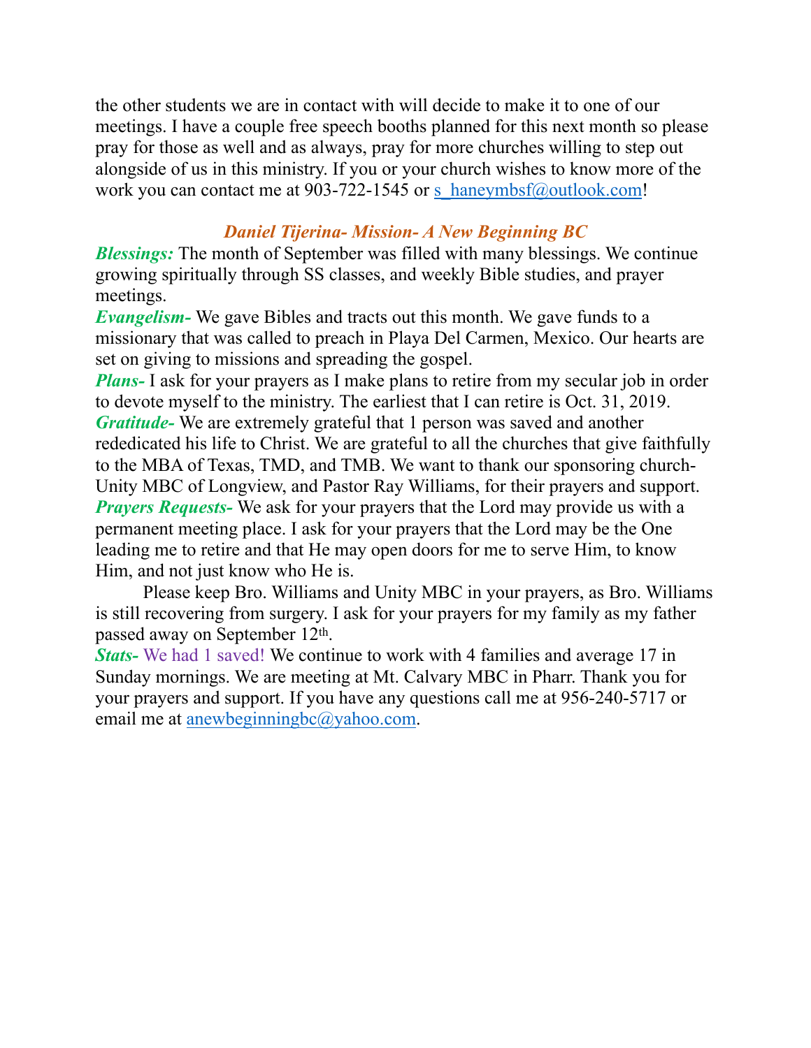the other students we are in contact with will decide to make it to one of our meetings. I have a couple free speech booths planned for this next month so please pray for those as well and as always, pray for more churches willing to step out alongside of us in this ministry. If you or your church wishes to know more of the work you can contact me at 903-722-1545 or s_haneymbsf@outlook.com!

### *Daniel Tijerina- Mission- A New Beginning BC*

***Blessings:*** The month of September was filled with many blessings. We continue growing spiritually through SS classes, and weekly Bible studies, and prayer meetings.

***Evangelism-*** We gave Bibles and tracts out this month. We gave funds to a missionary that was called to preach in Playa Del Carmen, Mexico. Our hearts are set on giving to missions and spreading the gospel.

***Plans-*** I ask for your prayers as I make plans to retire from my secular job in order to devote myself to the ministry. The earliest that I can retire is Oct. 31, 2019.

***Gratitude-*** We are extremely grateful that 1 person was saved and another rededicated his life to Christ. We are grateful to all the churches that give faithfully to the MBA of Texas, TMD, and TMB. We want to thank our sponsoring church- Unity MBC of Longview, and Pastor Ray Williams, for their prayers and support.

***Prayers Requests-*** We ask for your prayers that the Lord may provide us with a permanent meeting place. I ask for your prayers that the Lord may be the One leading me to retire and that He may open doors for me to serve Him, to know Him, and not just know who He is.

Please keep Bro. Williams and Unity MBC in your prayers, as Bro. Williams is still recovering from surgery. I ask for your prayers for my family as my father passed away on September 12th.

***Stats-*** We had 1 saved! We continue to work with 4 families and average 17 in Sunday mornings. We are meeting at Mt. Calvary MBC in Pharr. Thank you for your prayers and support. If you have any questions call me at 956-240-5717 or email me at anewbeginningbc@yahoo.com.